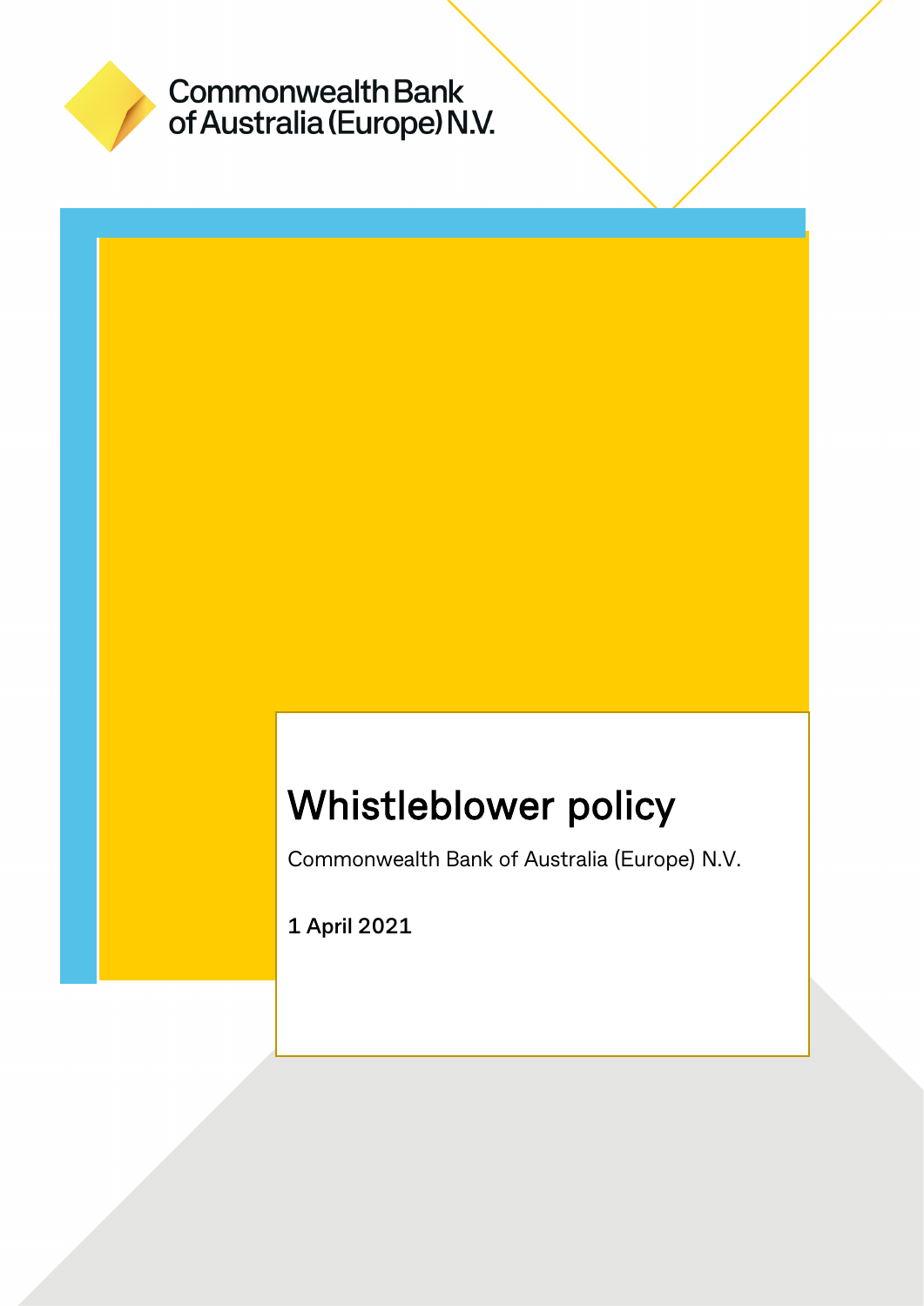Commonwealth Bank of Australia (Europe) N.V.

# Whistleblower policy

Commonwealth Bank of Australia (Europe) N.V.

**1 April 2021**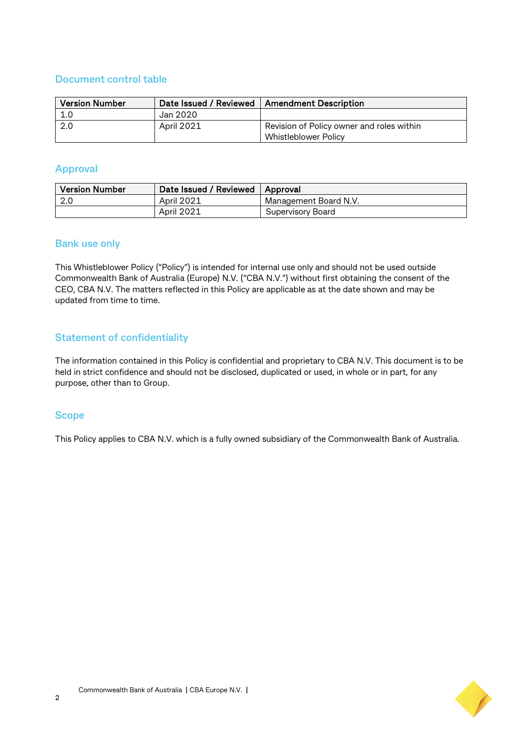## Document control table

| Version Number | Date Issued / Reviewed | Amendment Description |
|---|---|---|
| 1.0 | Jan 2020 | |
| 2.0 | April 2021 | Revision of Policy owner and roles within Whistleblower Policy |

## Approval

| Version Number | Date Issued / Reviewed | Approval |
|---|---|---|
| 2.0 | April 2021 | Management Board N.V. |
| | April 2021 | Supervisory Board |

## Bank use only

This Whistleblower Policy ("Policy") is intended for internal use only and should not be used outside Commonwealth Bank of Australia (Europe) N.V. ("CBA N.V.") without first obtaining the consent of the CEO, CBA N.V. The matters reflected in this Policy are applicable as at the date shown and may be updated from time to time.

## Statement of confidentiality

The information contained in this Policy is confidential and proprietary to CBA N.V. This document is to be held in strict confidence and should not be disclosed, duplicated or used, in whole or in part, for any purpose, other than to Group.

## Scope

This Policy applies to CBA N.V. which is a fully owned subsidiary of the Commonwealth Bank of Australia.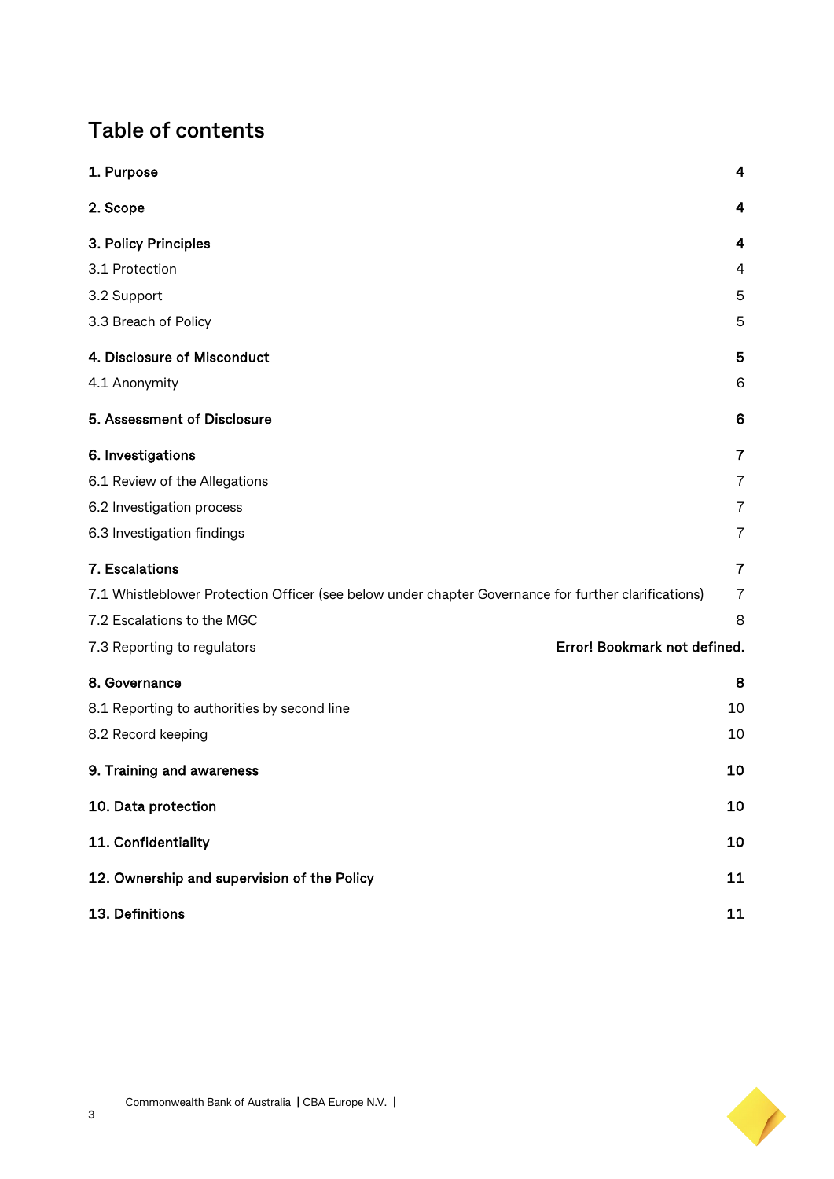# Table of contents

| | |
|---|---|
| **1. Purpose** | **4** |
| **2. Scope** | **4** |
| **3. Policy Principles** | **4** |
| 3.1 Protection | 4 |
| 3.2 Support | 5 |
| 3.3 Breach of Policy | 5 |
| **4. Disclosure of Misconduct** | **5** |
| 4.1 Anonymity | 6 |
| **5. Assessment of Disclosure** | **6** |
| **6. Investigations** | **7** |
| 6.1 Review of the Allegations | 7 |
| 6.2 Investigation process | 7 |
| 6.3 Investigation findings | 7 |
| **7. Escalations** | **7** |
| 7.1 Whistleblower Protection Officer (see below under chapter Governance for further clarifications) | 7 |
| 7.2 Escalations to the MGC | 8 |
| 7.3 Reporting to regulators | **Error! Bookmark not defined.** |
| **8. Governance** | **8** |
| 8.1 Reporting to authorities by second line | 10 |
| 8.2 Record keeping | 10 |
| **9. Training and awareness** | **10** |
| **10. Data protection** | **10** |
| **11. Confidentiality** | **10** |
| **12. Ownership and supervision of the Policy** | **11** |
| **13. Definitions** | **11** |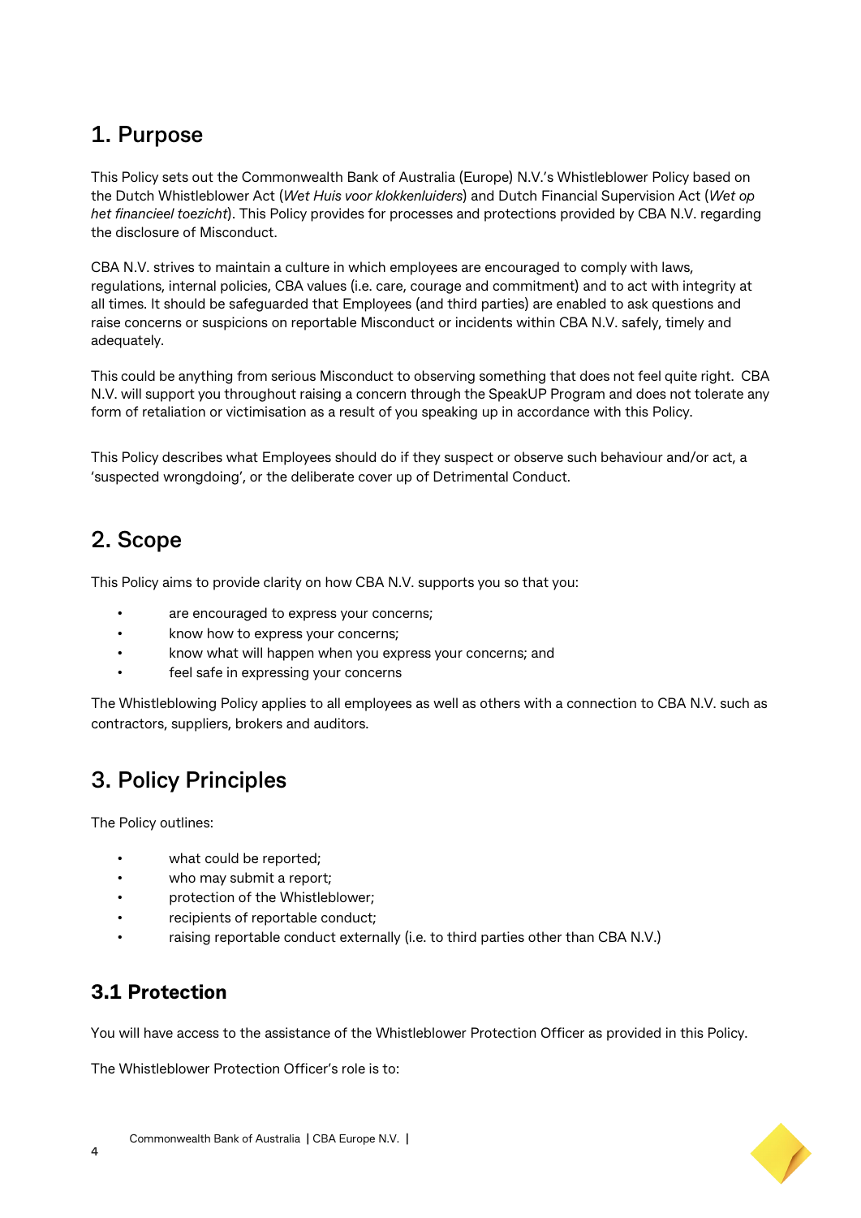## 1. Purpose

This Policy sets out the Commonwealth Bank of Australia (Europe) N.V.'s Whistleblower Policy based on the Dutch Whistleblower Act (*Wet Huis voor klokkenluiders*) and Dutch Financial Supervision Act (*Wet op het financieel toezicht*). This Policy provides for processes and protections provided by CBA N.V. regarding the disclosure of Misconduct.

CBA N.V. strives to maintain a culture in which employees are encouraged to comply with laws, regulations, internal policies, CBA values (i.e. care, courage and commitment) and to act with integrity at all times. It should be safeguarded that Employees (and third parties) are enabled to ask questions and raise concerns or suspicions on reportable Misconduct or incidents within CBA N.V. safely, timely and adequately.

This could be anything from serious Misconduct to observing something that does not feel quite right. CBA N.V. will support you throughout raising a concern through the SpeakUP Program and does not tolerate any form of retaliation or victimisation as a result of you speaking up in accordance with this Policy.

This Policy describes what Employees should do if they suspect or observe such behaviour and/or act, a 'suspected wrongdoing', or the deliberate cover up of Detrimental Conduct.

## 2. Scope

This Policy aims to provide clarity on how CBA N.V. supports you so that you:

- are encouraged to express your concerns;
- know how to express your concerns;
- know what will happen when you express your concerns; and
- feel safe in expressing your concerns

The Whistleblowing Policy applies to all employees as well as others with a connection to CBA N.V. such as contractors, suppliers, brokers and auditors.

## 3. Policy Principles

The Policy outlines:

- what could be reported;
- who may submit a report;
- protection of the Whistleblower;
- recipients of reportable conduct;
- raising reportable conduct externally (i.e. to third parties other than CBA N.V.)

### 3.1 Protection

You will have access to the assistance of the Whistleblower Protection Officer as provided in this Policy.

The Whistleblower Protection Officer's role is to: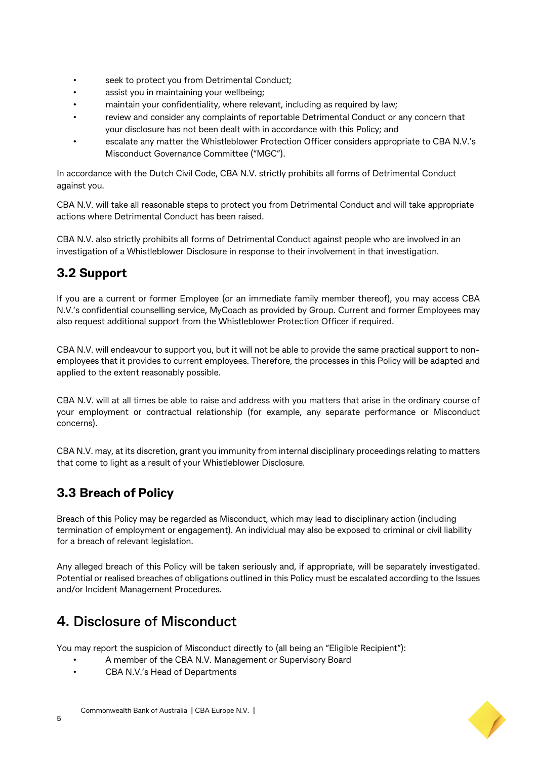- seek to protect you from Detrimental Conduct;
- assist you in maintaining your wellbeing;
- maintain your confidentiality, where relevant, including as required by law;
- review and consider any complaints of reportable Detrimental Conduct or any concern that your disclosure has not been dealt with in accordance with this Policy; and
- escalate any matter the Whistleblower Protection Officer considers appropriate to CBA N.V.'s Misconduct Governance Committee ("MGC").

In accordance with the Dutch Civil Code, CBA N.V. strictly prohibits all forms of Detrimental Conduct against you.

CBA N.V. will take all reasonable steps to protect you from Detrimental Conduct and will take appropriate actions where Detrimental Conduct has been raised.

CBA N.V. also strictly prohibits all forms of Detrimental Conduct against people who are involved in an investigation of a Whistleblower Disclosure in response to their involvement in that investigation.

### 3.2 Support

If you are a current or former Employee (or an immediate family member thereof), you may access CBA N.V.'s confidential counselling service, MyCoach as provided by Group. Current and former Employees may also request additional support from the Whistleblower Protection Officer if required.

CBA N.V. will endeavour to support you, but it will not be able to provide the same practical support to non-employees that it provides to current employees. Therefore, the processes in this Policy will be adapted and applied to the extent reasonably possible.

CBA N.V. will at all times be able to raise and address with you matters that arise in the ordinary course of your employment or contractual relationship (for example, any separate performance or Misconduct concerns).

CBA N.V. may, at its discretion, grant you immunity from internal disciplinary proceedings relating to matters that come to light as a result of your Whistleblower Disclosure.

### 3.3 Breach of Policy

Breach of this Policy may be regarded as Misconduct, which may lead to disciplinary action (including termination of employment or engagement). An individual may also be exposed to criminal or civil liability for a breach of relevant legislation.

Any alleged breach of this Policy will be taken seriously and, if appropriate, will be separately investigated. Potential or realised breaches of obligations outlined in this Policy must be escalated according to the Issues and/or Incident Management Procedures.

## 4. Disclosure of Misconduct

You may report the suspicion of Misconduct directly to (all being an "Eligible Recipient"):

- A member of the CBA N.V. Management or Supervisory Board
- CBA N.V.'s Head of Departments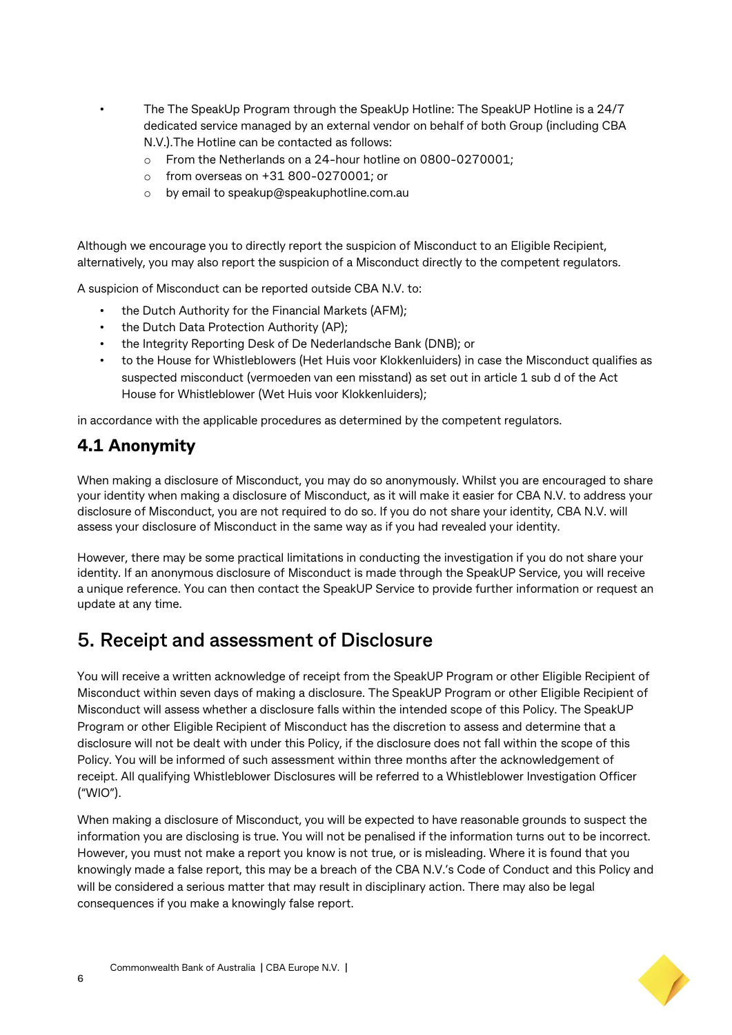- The The SpeakUp Program through the SpeakUp Hotline: The SpeakUP Hotline is a 24/7 dedicated service managed by an external vendor on behalf of both Group (including CBA N.V.).The Hotline can be contacted as follows:
  - From the Netherlands on a 24-hour hotline on 0800-0270001;
  - from overseas on +31 800-0270001; or
  - by email to speakup@speakuphotline.com.au

Although we encourage you to directly report the suspicion of Misconduct to an Eligible Recipient, alternatively, you may also report the suspicion of a Misconduct directly to the competent regulators.

A suspicion of Misconduct can be reported outside CBA N.V. to:

- the Dutch Authority for the Financial Markets (AFM);
- the Dutch Data Protection Authority (AP);
- the Integrity Reporting Desk of De Nederlandsche Bank (DNB); or
- to the House for Whistleblowers (Het Huis voor Klokkenluiders) in case the Misconduct qualifies as suspected misconduct (vermoeden van een misstand) as set out in article 1 sub d of the Act House for Whistleblower (Wet Huis voor Klokkenluiders);

in accordance with the applicable procedures as determined by the competent regulators.

## 4.1 Anonymity

When making a disclosure of Misconduct, you may do so anonymously. Whilst you are encouraged to share your identity when making a disclosure of Misconduct, as it will make it easier for CBA N.V. to address your disclosure of Misconduct, you are not required to do so. If you do not share your identity, CBA N.V. will assess your disclosure of Misconduct in the same way as if you had revealed your identity.

However, there may be some practical limitations in conducting the investigation if you do not share your identity. If an anonymous disclosure of Misconduct is made through the SpeakUP Service, you will receive a unique reference. You can then contact the SpeakUP Service to provide further information or request an update at any time.

# 5. Receipt and assessment of Disclosure

You will receive a written acknowledge of receipt from the SpeakUP Program or other Eligible Recipient of Misconduct within seven days of making a disclosure. The SpeakUP Program or other Eligible Recipient of Misconduct will assess whether a disclosure falls within the intended scope of this Policy. The SpeakUP Program or other Eligible Recipient of Misconduct has the discretion to assess and determine that a disclosure will not be dealt with under this Policy, if the disclosure does not fall within the scope of this Policy. You will be informed of such assessment within three months after the acknowledgement of receipt. All qualifying Whistleblower Disclosures will be referred to a Whistleblower Investigation Officer ("WIO").

When making a disclosure of Misconduct, you will be expected to have reasonable grounds to suspect the information you are disclosing is true. You will not be penalised if the information turns out to be incorrect. However, you must not make a report you know is not true, or is misleading. Where it is found that you knowingly made a false report, this may be a breach of the CBA N.V.'s Code of Conduct and this Policy and will be considered a serious matter that may result in disciplinary action. There may also be legal consequences if you make a knowingly false report.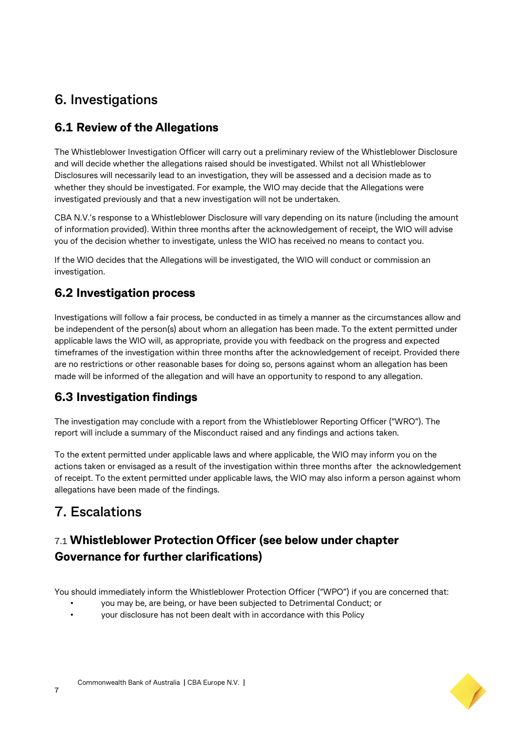# 6. Investigations

## 6.1 Review of the Allegations

The Whistleblower Investigation Officer will carry out a preliminary review of the Whistleblower Disclosure and will decide whether the allegations raised should be investigated. Whilst not all Whistleblower Disclosures will necessarily lead to an investigation, they will be assessed and a decision made as to whether they should be investigated. For example, the WIO may decide that the Allegations were investigated previously and that a new investigation will not be undertaken.

CBA N.V.'s response to a Whistleblower Disclosure will vary depending on its nature (including the amount of information provided). Within three months after the acknowledgement of receipt, the WIO will advise you of the decision whether to investigate, unless the WIO has received no means to contact you.

If the WIO decides that the Allegations will be investigated, the WIO will conduct or commission an investigation.

## 6.2 Investigation process

Investigations will follow a fair process, be conducted in as timely a manner as the circumstances allow and be independent of the person(s) about whom an allegation has been made. To the extent permitted under applicable laws the WIO will, as appropriate, provide you with feedback on the progress and expected timeframes of the investigation within three months after the acknowledgement of receipt. Provided there are no restrictions or other reasonable bases for doing so, persons against whom an allegation has been made will be informed of the allegation and will have an opportunity to respond to any allegation.

## 6.3 Investigation findings

The investigation may conclude with a report from the Whistleblower Reporting Officer ("WRO"). The report will include a summary of the Misconduct raised and any findings and actions taken.

To the extent permitted under applicable laws and where applicable, the WIO may inform you on the actions taken or envisaged as a result of the investigation within three months after the acknowledgement of receipt. To the extent permitted under applicable laws, the WIO may also inform a person against whom allegations have been made of the findings.

# 7. Escalations

## 7.1 Whistleblower Protection Officer (see below under chapter Governance for further clarifications)

You should immediately inform the Whistleblower Protection Officer ("WPO") if you are concerned that:

- you may be, are being, or have been subjected to Detrimental Conduct; or
- your disclosure has not been dealt with in accordance with this Policy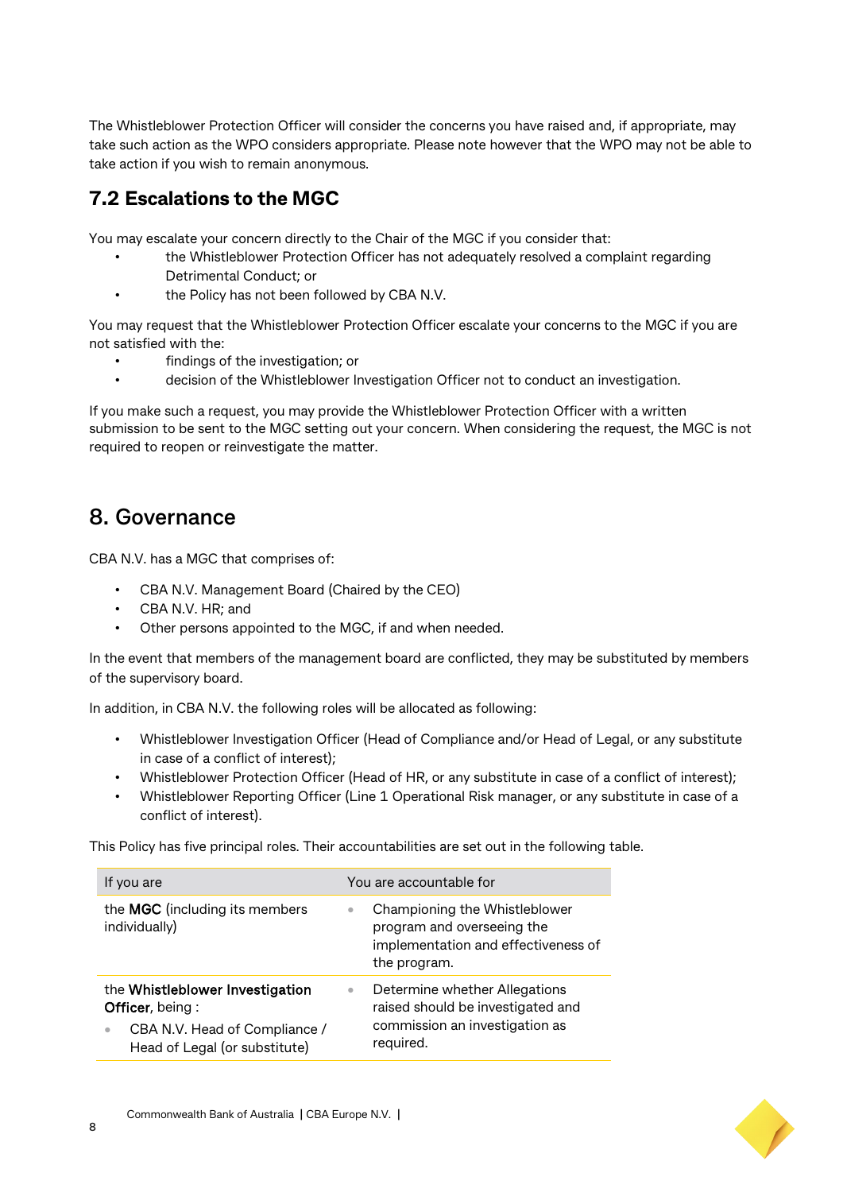The Whistleblower Protection Officer will consider the concerns you have raised and, if appropriate, may take such action as the WPO considers appropriate. Please note however that the WPO may not be able to take action if you wish to remain anonymous.

### 7.2 Escalations to the MGC

You may escalate your concern directly to the Chair of the MGC if you consider that:

- the Whistleblower Protection Officer has not adequately resolved a complaint regarding Detrimental Conduct; or
- the Policy has not been followed by CBA N.V.

You may request that the Whistleblower Protection Officer escalate your concerns to the MGC if you are not satisfied with the:

- findings of the investigation; or
- decision of the Whistleblower Investigation Officer not to conduct an investigation.

If you make such a request, you may provide the Whistleblower Protection Officer with a written submission to be sent to the MGC setting out your concern. When considering the request, the MGC is not required to reopen or reinvestigate the matter.

## 8. Governance

CBA N.V. has a MGC that comprises of:

- CBA N.V. Management Board (Chaired by the CEO)
- CBA N.V. HR; and
- Other persons appointed to the MGC, if and when needed.

In the event that members of the management board are conflicted, they may be substituted by members of the supervisory board.

In addition, in CBA N.V. the following roles will be allocated as following:

- Whistleblower Investigation Officer (Head of Compliance and/or Head of Legal, or any substitute in case of a conflict of interest);
- Whistleblower Protection Officer (Head of HR, or any substitute in case of a conflict of interest);
- Whistleblower Reporting Officer (Line 1 Operational Risk manager, or any substitute in case of a conflict of interest).

This Policy has five principal roles. Their accountabilities are set out in the following table.

| If you are | You are accountable for |
|---|---|
| the **MGC** (including its members individually) | • Championing the Whistleblower program and overseeing the implementation and effectiveness of the program. |
| the **Whistleblower Investigation Officer**, being :<br>• CBA N.V. Head of Compliance / Head of Legal (or substitute) | • Determine whether Allegations raised should be investigated and commission an investigation as required. |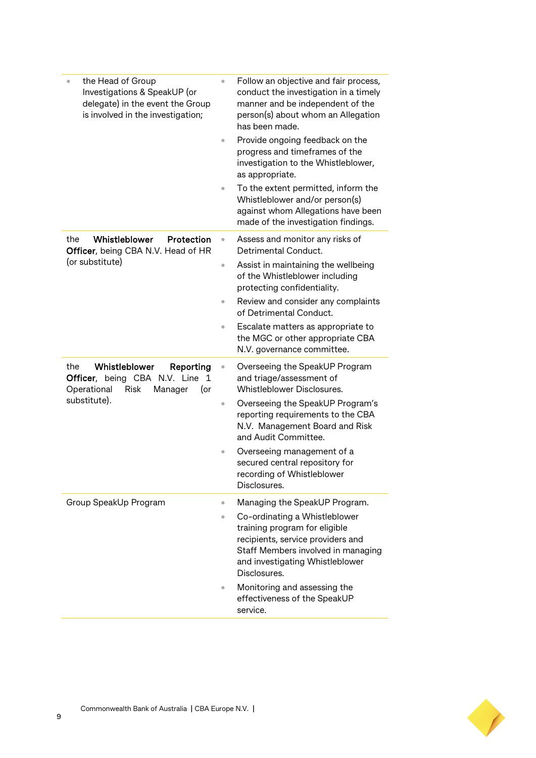| | |
|---|---|
| • the Head of Group Investigations & SpeakUP (or delegate) in the event the Group is involved in the investigation; | • Follow an objective and fair process, conduct the investigation in a timely manner and be independent of the person(s) about whom an Allegation has been made.<br>• Provide ongoing feedback on the progress and timeframes of the investigation to the Whistleblower, as appropriate.<br>• To the extent permitted, inform the Whistleblower and/or person(s) against whom Allegations have been made of the investigation findings. |
| the **Whistleblower Protection Officer**, being CBA N.V. Head of HR (or substitute) | • Assess and monitor any risks of Detrimental Conduct.<br>• Assist in maintaining the wellbeing of the Whistleblower including protecting confidentiality.<br>• Review and consider any complaints of Detrimental Conduct.<br>• Escalate matters as appropriate to the MGC or other appropriate CBA N.V. governance committee. |
| the **Whistleblower Reporting Officer**, being CBA N.V. Line 1 Operational Risk Manager (or substitute). | • Overseeing the SpeakUP Program and triage/assessment of Whistleblower Disclosures.<br>• Overseeing the SpeakUP Program's reporting requirements to the CBA N.V. Management Board and Risk and Audit Committee.<br>• Overseeing management of a secured central repository for recording of Whistleblower Disclosures. |
| Group SpeakUp Program | • Managing the SpeakUP Program.<br>• Co-ordinating a Whistleblower training program for eligible recipients, service providers and Staff Members involved in managing and investigating Whistleblower Disclosures.<br>• Monitoring and assessing the effectiveness of the SpeakUP service. |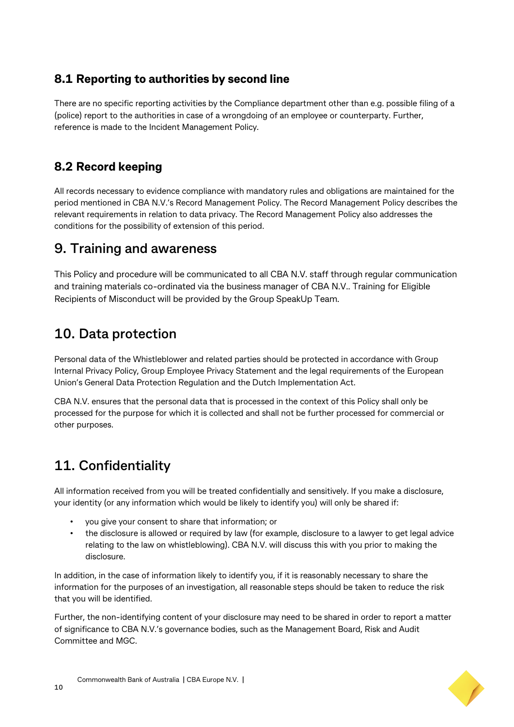### 8.1 Reporting to authorities by second line

There are no specific reporting activities by the Compliance department other than e.g. possible filing of a (police) report to the authorities in case of a wrongdoing of an employee or counterparty. Further, reference is made to the Incident Management Policy.

### 8.2 Record keeping

All records necessary to evidence compliance with mandatory rules and obligations are maintained for the period mentioned in CBA N.V.'s Record Management Policy. The Record Management Policy describes the relevant requirements in relation to data privacy. The Record Management Policy also addresses the conditions for the possibility of extension of this period.

## 9. Training and awareness

This Policy and procedure will be communicated to all CBA N.V. staff through regular communication and training materials co-ordinated via the business manager of CBA N.V.. Training for Eligible Recipients of Misconduct will be provided by the Group SpeakUp Team.

## 10. Data protection

Personal data of the Whistleblower and related parties should be protected in accordance with Group Internal Privacy Policy, Group Employee Privacy Statement and the legal requirements of the European Union's General Data Protection Regulation and the Dutch Implementation Act.

CBA N.V. ensures that the personal data that is processed in the context of this Policy shall only be processed for the purpose for which it is collected and shall not be further processed for commercial or other purposes.

## 11. Confidentiality

All information received from you will be treated confidentially and sensitively. If you make a disclosure, your identity (or any information which would be likely to identify you) will only be shared if:

- you give your consent to share that information; or
- the disclosure is allowed or required by law (for example, disclosure to a lawyer to get legal advice relating to the law on whistleblowing). CBA N.V. will discuss this with you prior to making the disclosure.

In addition, in the case of information likely to identify you, if it is reasonably necessary to share the information for the purposes of an investigation, all reasonable steps should be taken to reduce the risk that you will be identified.

Further, the non-identifying content of your disclosure may need to be shared in order to report a matter of significance to CBA N.V.'s governance bodies, such as the Management Board, Risk and Audit Committee and MGC.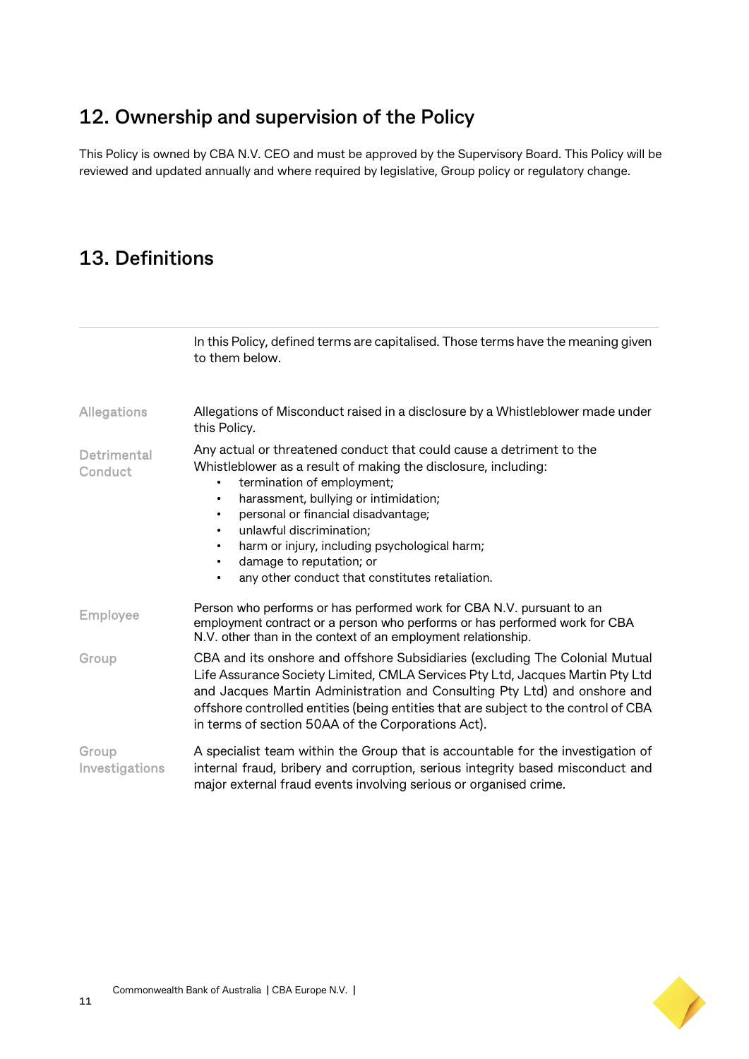## 12. Ownership and supervision of the Policy

This Policy is owned by CBA N.V. CEO and must be approved by the Supervisory Board. This Policy will be reviewed and updated annually and where required by legislative, Group policy or regulatory change.

## 13. Definitions

| | |
|---|---|
| | In this Policy, defined terms are capitalised. Those terms have the meaning given to them below. |
| Allegations | Allegations of Misconduct raised in a disclosure by a Whistleblower made under this Policy. |
| Detrimental Conduct | Any actual or threatened conduct that could cause a detriment to the Whistleblower as a result of making the disclosure, including:<br>• termination of employment;<br>• harassment, bullying or intimidation;<br>• personal or financial disadvantage;<br>• unlawful discrimination;<br>• harm or injury, including psychological harm;<br>• damage to reputation; or<br>• any other conduct that constitutes retaliation. |
| Employee | Person who performs or has performed work for CBA N.V. pursuant to an employment contract or a person who performs or has performed work for CBA N.V. other than in the context of an employment relationship. |
| Group | CBA and its onshore and offshore Subsidiaries (excluding The Colonial Mutual Life Assurance Society Limited, CMLA Services Pty Ltd, Jacques Martin Pty Ltd and Jacques Martin Administration and Consulting Pty Ltd) and onshore and offshore controlled entities (being entities that are subject to the control of CBA in terms of section 50AA of the Corporations Act). |
| Group Investigations | A specialist team within the Group that is accountable for the investigation of internal fraud, bribery and corruption, serious integrity based misconduct and major external fraud events involving serious or organised crime. |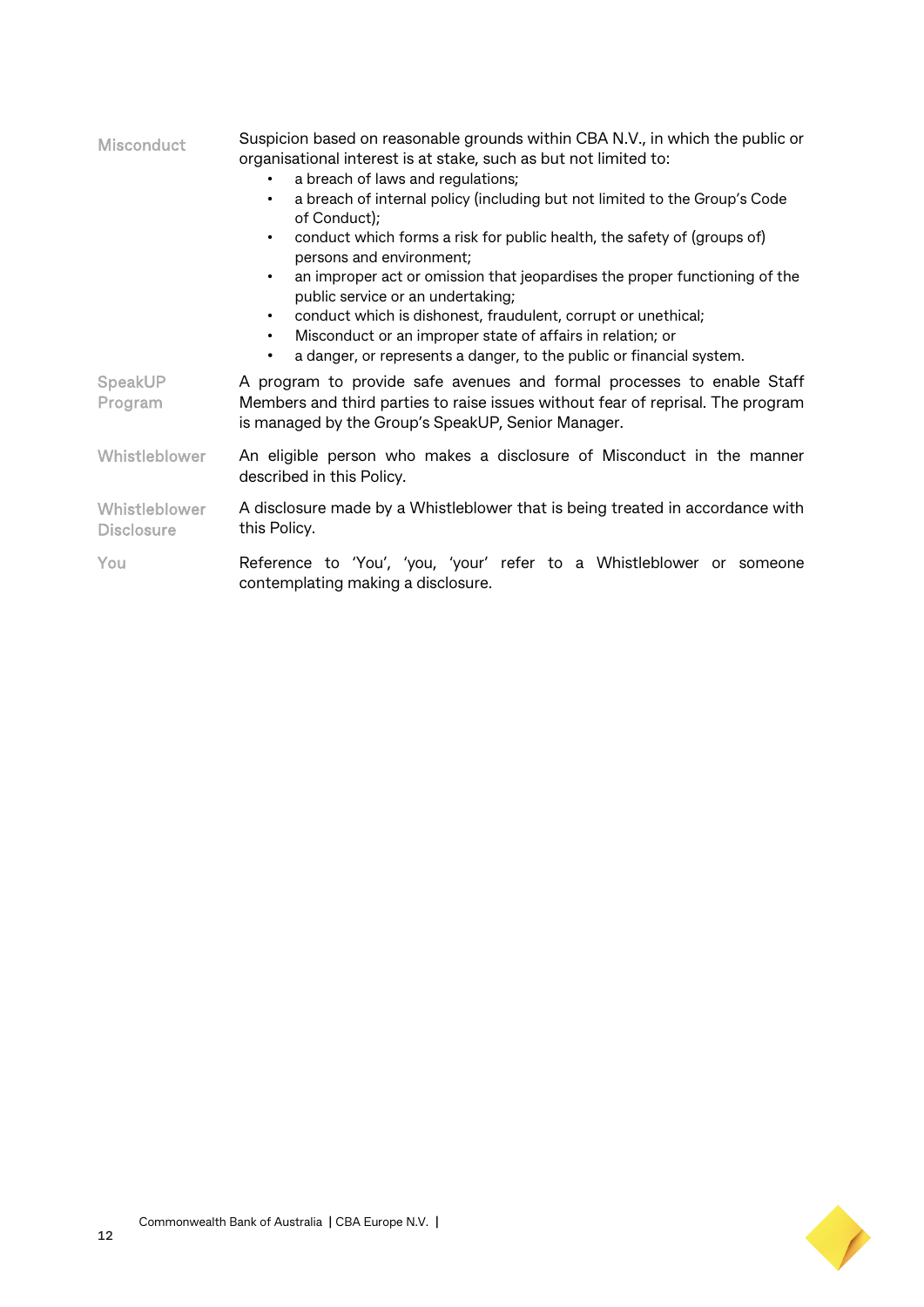| | |
|---|---|
| Misconduct | Suspicion based on reasonable grounds within CBA N.V., in which the public or organisational interest is at stake, such as but not limited to:<br>• a breach of laws and regulations;<br>• a breach of internal policy (including but not limited to the Group's Code of Conduct);<br>• conduct which forms a risk for public health, the safety of (groups of) persons and environment;<br>• an improper act or omission that jeopardises the proper functioning of the public service or an undertaking;<br>• conduct which is dishonest, fraudulent, corrupt or unethical;<br>• Misconduct or an improper state of affairs in relation; or<br>• a danger, or represents a danger, to the public or financial system. |
| SpeakUP Program | A program to provide safe avenues and formal processes to enable Staff Members and third parties to raise issues without fear of reprisal. The program is managed by the Group's SpeakUP, Senior Manager. |
| Whistleblower | An eligible person who makes a disclosure of Misconduct in the manner described in this Policy. |
| Whistleblower Disclosure | A disclosure made by a Whistleblower that is being treated in accordance with this Policy. |
| You | Reference to 'You', 'you, 'your' refer to a Whistleblower or someone contemplating making a disclosure. |